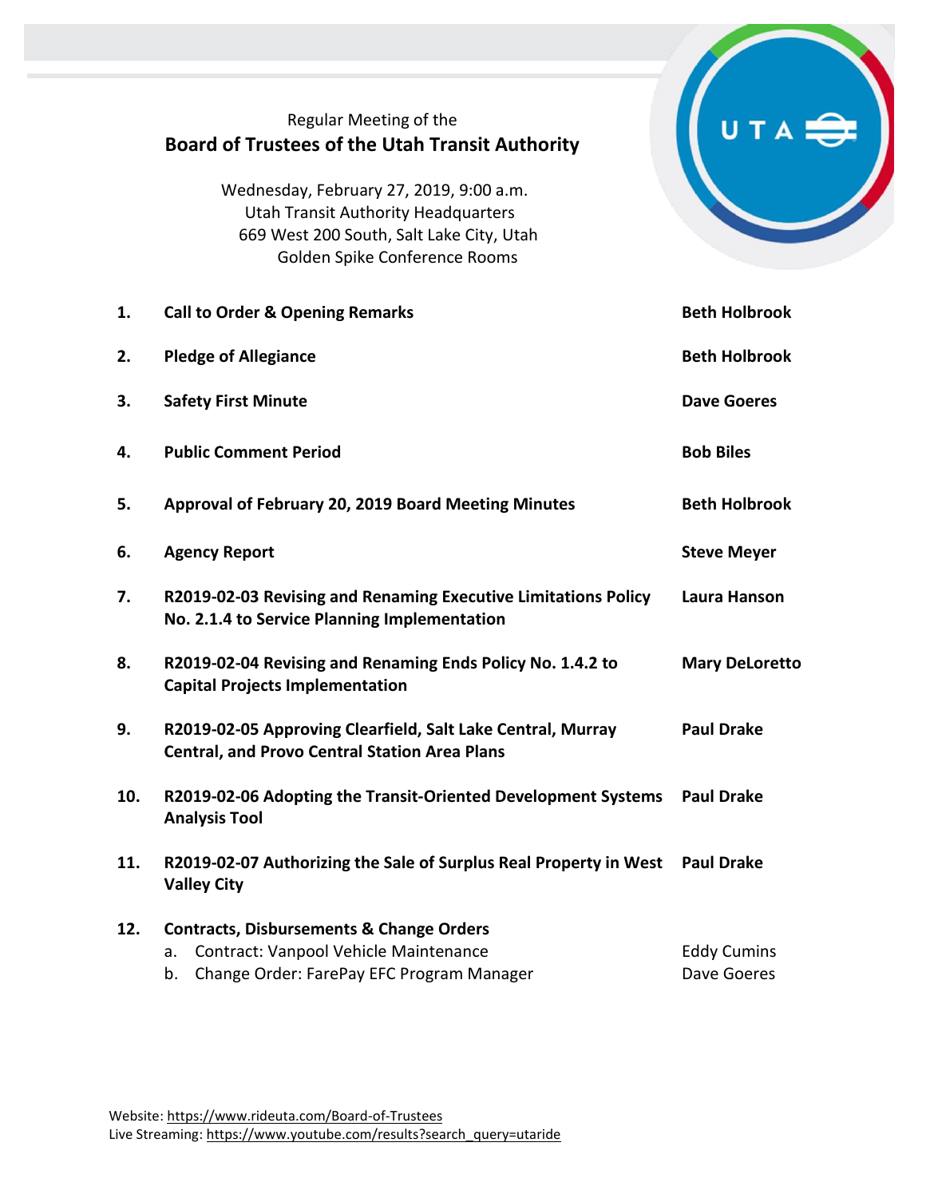Regular Meeting of the

# Board of Trustees of the Utah Transit Authority

Wednesday, February 27, 2019, 9:00 a.m.
Utah Transit Authority Headquarters
669 West 200 South, Salt Lake City, Utah
Golden Spike Conference Rooms

| | | |
|---|---|---|
| **1.** | **Call to Order & Opening Remarks** | **Beth Holbrook** |
| **2.** | **Pledge of Allegiance** | **Beth Holbrook** |
| **3.** | **Safety First Minute** | **Dave Goeres** |
| **4.** | **Public Comment Period** | **Bob Biles** |
| **5.** | **Approval of February 20, 2019 Board Meeting Minutes** | **Beth Holbrook** |
| **6.** | **Agency Report** | **Steve Meyer** |
| **7.** | **R2019-02-03 Revising and Renaming Executive Limitations Policy No. 2.1.4 to Service Planning Implementation** | **Laura Hanson** |
| **8.** | **R2019-02-04 Revising and Renaming Ends Policy No. 1.4.2 to Capital Projects Implementation** | **Mary DeLoretto** |
| **9.** | **R2019-02-05 Approving Clearfield, Salt Lake Central, Murray Central, and Provo Central Station Area Plans** | **Paul Drake** |
| **10.** | **R2019-02-06 Adopting the Transit-Oriented Development Systems Analysis Tool** | **Paul Drake** |
| **11.** | **R2019-02-07 Authorizing the Sale of Surplus Real Property in West Valley City** | **Paul Drake** |
| **12.** | **Contracts, Disbursements & Change Orders** | |
| | a. Contract: Vanpool Vehicle Maintenance | Eddy Cumins |
| | b. Change Order: FarePay EFC Program Manager | Dave Goeres |

Website: https://www.rideuta.com/Board-of-Trustees
Live Streaming: https://www.youtube.com/results?search_query=utaride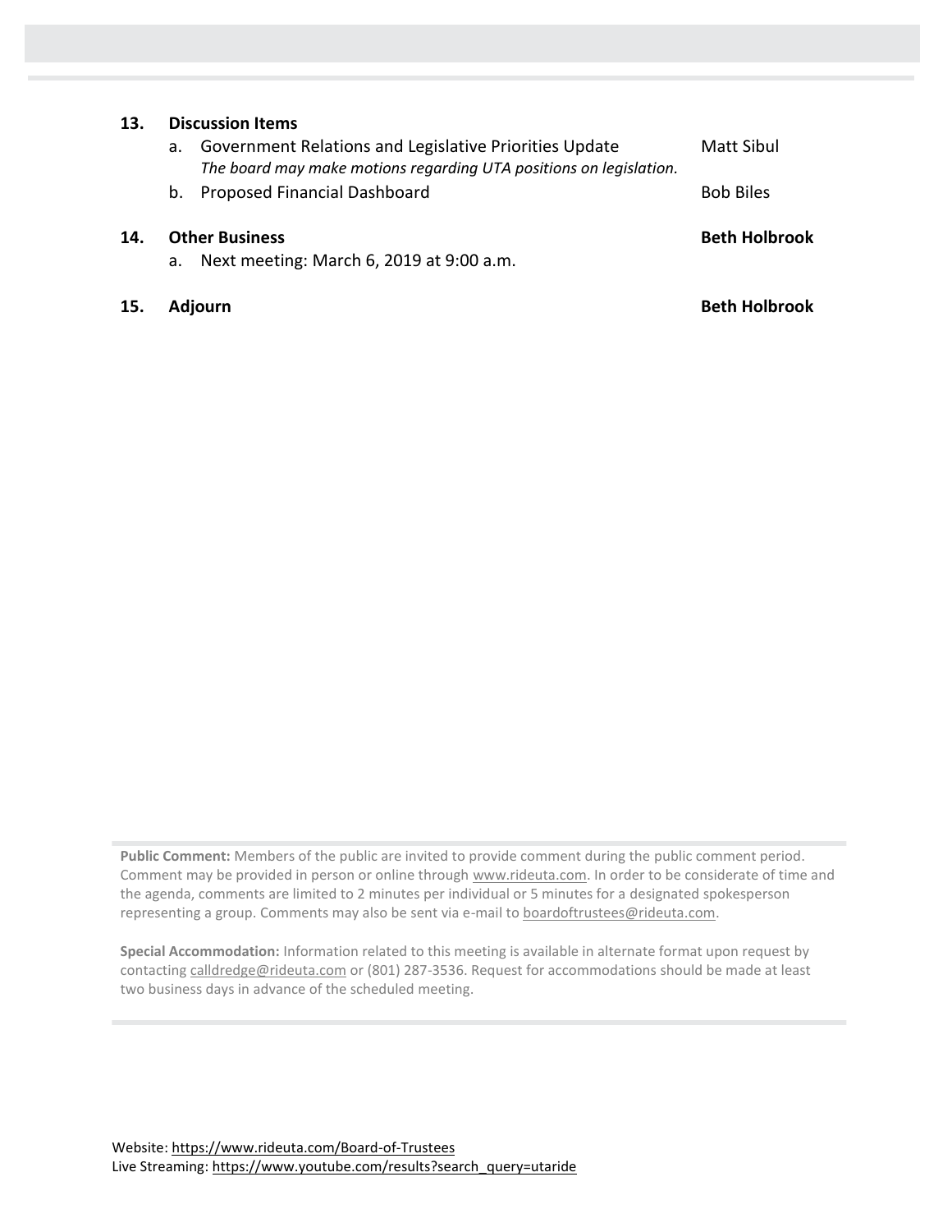**13. Discussion Items**

a. Government Relations and Legislative Priorities Update — Matt Sibul
*The board may make motions regarding UTA positions on legislation.*

b. Proposed Financial Dashboard — Bob Biles

**14. Other Business** — **Beth Holbrook**

a. Next meeting: March 6, 2019 at 9:00 a.m.

**15. Adjourn** — **Beth Holbrook**

---

**Public Comment:** Members of the public are invited to provide comment during the public comment period. Comment may be provided in person or online through www.rideuta.com. In order to be considerate of time and the agenda, comments are limited to 2 minutes per individual or 5 minutes for a designated spokesperson representing a group. Comments may also be sent via e-mail to boardoftrustees@rideuta.com.

**Special Accommodation:** Information related to this meeting is available in alternate format upon request by contacting calldredge@rideuta.com or (801) 287-3536. Request for accommodations should be made at least two business days in advance of the scheduled meeting.

---

Website: https://www.rideuta.com/Board-of-Trustees
Live Streaming: https://www.youtube.com/results?search_query=utaride